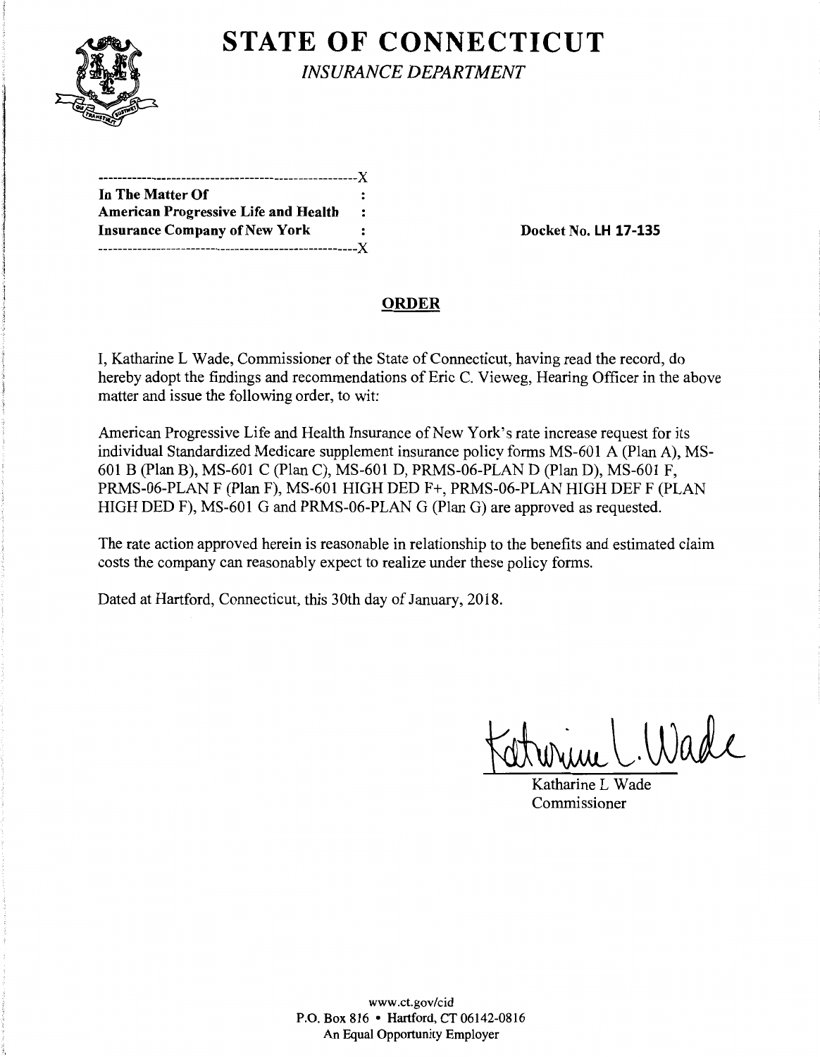# STATE OF CONNECTICUT

*INSURANCE DEPARTMENT*

---

**In The Matter Of**
**American Progressive Life and Health**
**Insurance Company of New York**

---

**Docket No. LH 17-135**

## ORDER

I, Katharine L Wade, Commissioner of the State of Connecticut, having read the record, do hereby adopt the findings and recommendations of Eric C. Vieweg, Hearing Officer in the above matter and issue the following order, to wit:

American Progressive Life and Health Insurance of New York's rate increase request for its individual Standardized Medicare supplement insurance policy forms MS-601 A (Plan A), MS-601 B (Plan B), MS-601 C (Plan C), MS-601 D, PRMS-06-PLAN D (Plan D), MS-601 F, PRMS-06-PLAN F (Plan F), MS-601 HIGH DED F+, PRMS-06-PLAN HIGH DEF F (PLAN HIGH DED F), MS-601 G and PRMS-06-PLAN G (Plan G) are approved as requested.

The rate action approved herein is reasonable in relationship to the benefits and estimated claim costs the company can reasonably expect to realize under these policy forms.

Dated at Hartford, Connecticut, this 30th day of January, 2018.

Katharine L Wade
Commissioner

www.ct.gov/cid
P.O. Box 816 • Hartford, CT 06142-0816
An Equal Opportunity Employer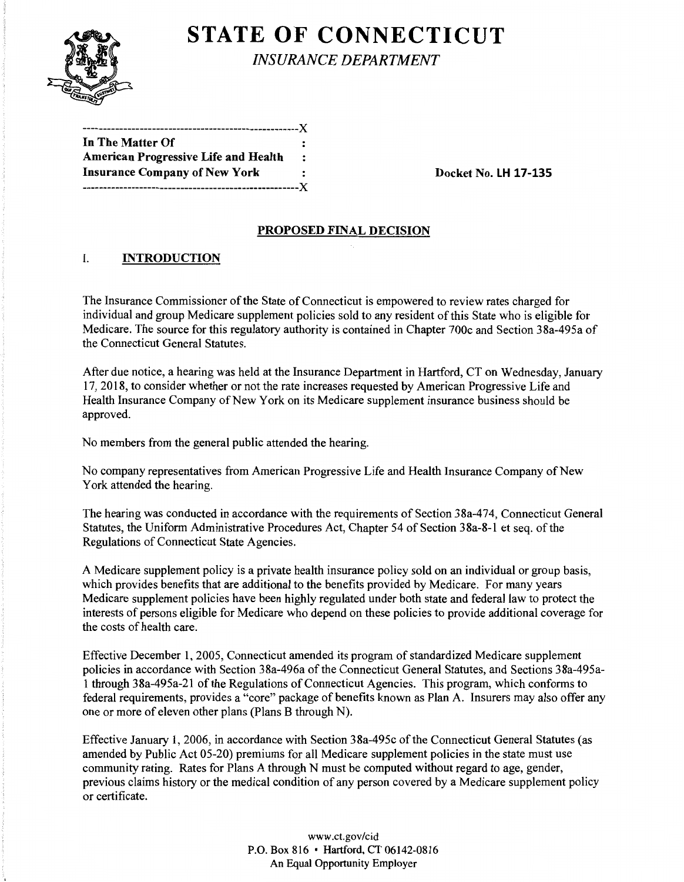# STATE OF CONNECTICUT

*INSURANCE DEPARTMENT*

```
-----------------------------------------------------X
In The Matter Of                                     :
American Progressive Life and Health                 :
Insurance Company of New York                        :
-----------------------------------------------------X
```

**Docket No. LH 17-135**

## PROPOSED FINAL DECISION

### I. INTRODUCTION

The Insurance Commissioner of the State of Connecticut is empowered to review rates charged for individual and group Medicare supplement policies sold to any resident of this State who is eligible for Medicare. The source for this regulatory authority is contained in Chapter 700c and Section 38a-495a of the Connecticut General Statutes.

After due notice, a hearing was held at the Insurance Department in Hartford, CT on Wednesday, January 17, 2018, to consider whether or not the rate increases requested by American Progressive Life and Health Insurance Company of New York on its Medicare supplement insurance business should be approved.

No members from the general public attended the hearing.

No company representatives from American Progressive Life and Health Insurance Company of New York attended the hearing.

The hearing was conducted in accordance with the requirements of Section 38a-474, Connecticut General Statutes, the Uniform Administrative Procedures Act, Chapter 54 of Section 38a-8-1 et seq. of the Regulations of Connecticut State Agencies.

A Medicare supplement policy is a private health insurance policy sold on an individual or group basis, which provides benefits that are additional to the benefits provided by Medicare. For many years Medicare supplement policies have been highly regulated under both state and federal law to protect the interests of persons eligible for Medicare who depend on these policies to provide additional coverage for the costs of health care.

Effective December 1, 2005, Connecticut amended its program of standardized Medicare supplement policies in accordance with Section 38a-496a of the Connecticut General Statutes, and Sections 38a-495a-1 through 38a-495a-21 of the Regulations of Connecticut Agencies. This program, which conforms to federal requirements, provides a "core" package of benefits known as Plan A. Insurers may also offer any one or more of eleven other plans (Plans B through N).

Effective January 1, 2006, in accordance with Section 38a-495c of the Connecticut General Statutes (as amended by Public Act 05-20) premiums for all Medicare supplement policies in the state must use community rating. Rates for Plans A through N must be computed without regard to age, gender, previous claims history or the medical condition of any person covered by a Medicare supplement policy or certificate.

www.ct.gov/cid
P.O. Box 816 • Hartford, CT 06142-0816
An Equal Opportunity Employer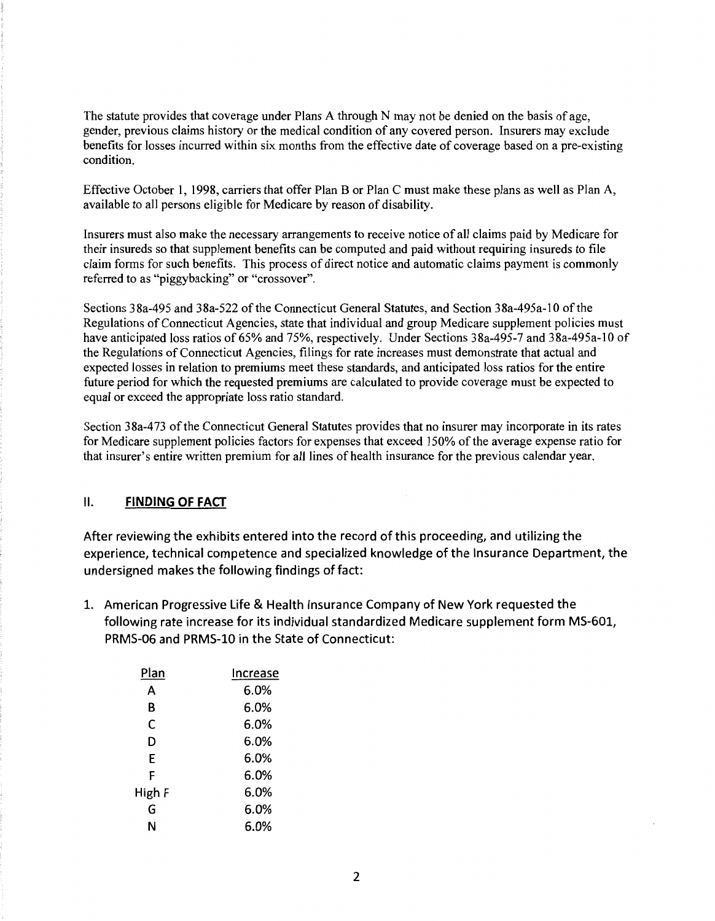The statute provides that coverage under Plans A through N may not be denied on the basis of age, gender, previous claims history or the medical condition of any covered person. Insurers may exclude benefits for losses incurred within six months from the effective date of coverage based on a pre-existing condition.

Effective October 1, 1998, carriers that offer Plan B or Plan C must make these plans as well as Plan A, available to all persons eligible for Medicare by reason of disability.

Insurers must also make the necessary arrangements to receive notice of all claims paid by Medicare for their insureds so that supplement benefits can be computed and paid without requiring insureds to file claim forms for such benefits. This process of direct notice and automatic claims payment is commonly referred to as "piggybacking" or "crossover".

Sections 38a-495 and 38a-522 of the Connecticut General Statutes, and Section 38a-495a-10 of the Regulations of Connecticut Agencies, state that individual and group Medicare supplement policies must have anticipated loss ratios of 65% and 75%, respectively. Under Sections 38a-495-7 and 38a-495a-10 of the Regulations of Connecticut Agencies, filings for rate increases must demonstrate that actual and expected losses in relation to premiums meet these standards, and anticipated loss ratios for the entire future period for which the requested premiums are calculated to provide coverage must be expected to equal or exceed the appropriate loss ratio standard.

Section 38a-473 of the Connecticut General Statutes provides that no insurer may incorporate in its rates for Medicare supplement policies factors for expenses that exceed 150% of the average expense ratio for that insurer's entire written premium for all lines of health insurance for the previous calendar year.

## II. FINDING OF FACT

After reviewing the exhibits entered into the record of this proceeding, and utilizing the experience, technical competence and specialized knowledge of the Insurance Department, the undersigned makes the following findings of fact:

1. American Progressive Life & Health Insurance Company of New York requested the following rate increase for its individual standardized Medicare supplement form MS-601, PRMS-06 and PRMS-10 in the State of Connecticut:

| Plan | Increase |
|---|---|
| A | 6.0% |
| B | 6.0% |
| C | 6.0% |
| D | 6.0% |
| E | 6.0% |
| F | 6.0% |
| High F | 6.0% |
| G | 6.0% |
| N | 6.0% |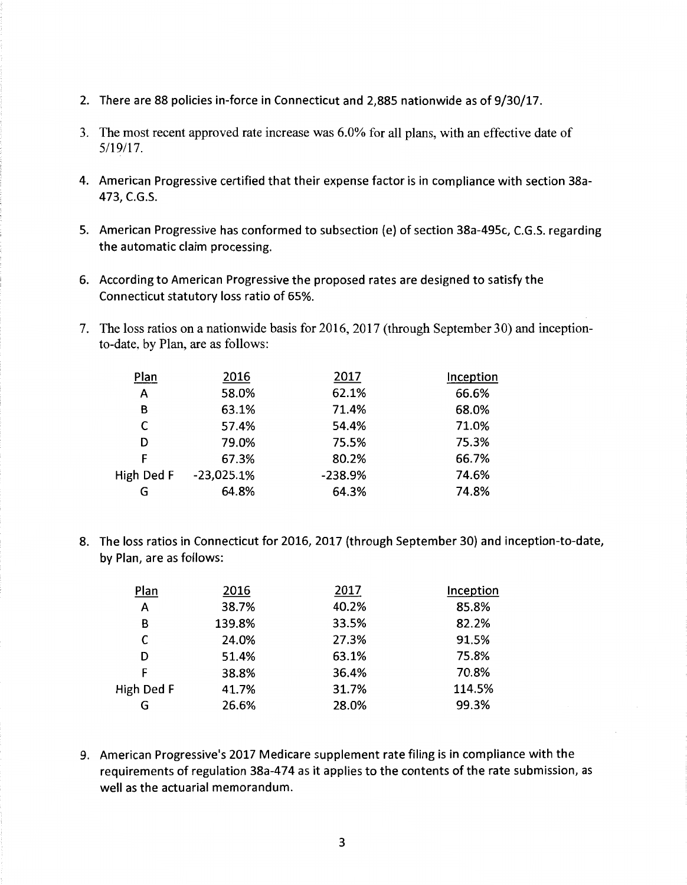2. There are 88 policies in-force in Connecticut and 2,885 nationwide as of 9/30/17.

3. The most recent approved rate increase was 6.0% for all plans, with an effective date of 5/19/17.

4. American Progressive certified that their expense factor is in compliance with section 38a-473, C.G.S.

5. American Progressive has conformed to subsection (e) of section 38a-495c, C.G.S. regarding the automatic claim processing.

6. According to American Progressive the proposed rates are designed to satisfy the Connecticut statutory loss ratio of 65%.

7. The loss ratios on a nationwide basis for 2016, 2017 (through September 30) and inception-to-date, by Plan, are as follows:

| Plan | 2016 | 2017 | Inception |
|---|---|---|---|
| A | 58.0% | 62.1% | 66.6% |
| B | 63.1% | 71.4% | 68.0% |
| C | 57.4% | 54.4% | 71.0% |
| D | 79.0% | 75.5% | 75.3% |
| F | 67.3% | 80.2% | 66.7% |
| High Ded F | -23,025.1% | -238.9% | 74.6% |
| G | 64.8% | 64.3% | 74.8% |

8. The loss ratios in Connecticut for 2016, 2017 (through September 30) and inception-to-date, by Plan, are as follows:

| Plan | 2016 | 2017 | Inception |
|---|---|---|---|
| A | 38.7% | 40.2% | 85.8% |
| B | 139.8% | 33.5% | 82.2% |
| C | 24.0% | 27.3% | 91.5% |
| D | 51.4% | 63.1% | 75.8% |
| F | 38.8% | 36.4% | 70.8% |
| High Ded F | 41.7% | 31.7% | 114.5% |
| G | 26.6% | 28.0% | 99.3% |

9. American Progressive's 2017 Medicare supplement rate filing is in compliance with the requirements of regulation 38a-474 as it applies to the contents of the rate submission, as well as the actuarial memorandum.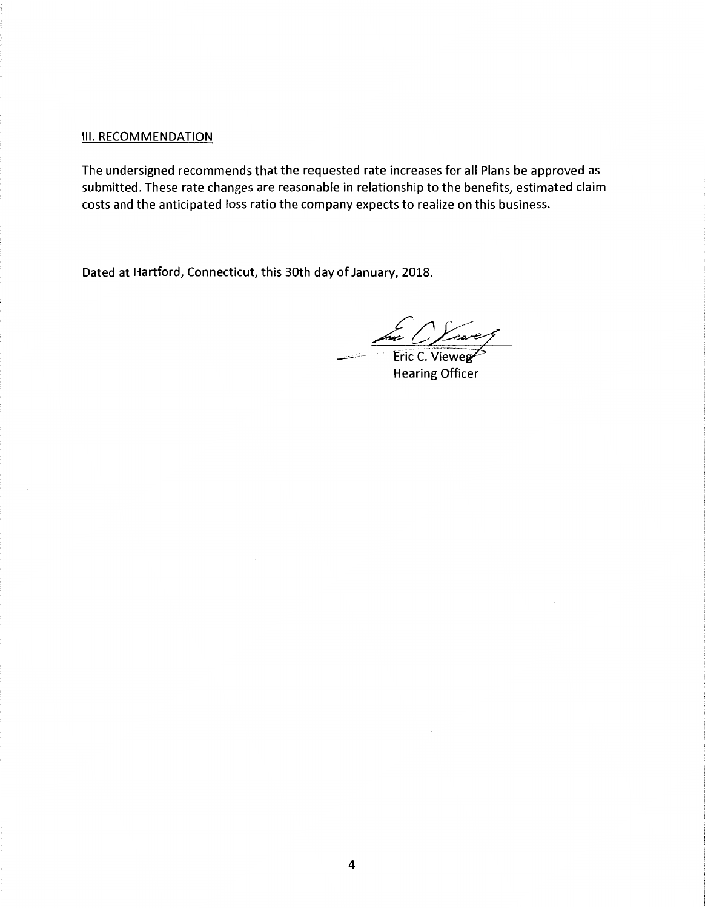III. RECOMMENDATION

The undersigned recommends that the requested rate increases for all Plans be approved as submitted. These rate changes are reasonable in relationship to the benefits, estimated claim costs and the anticipated loss ratio the company expects to realize on this business.

Dated at Hartford, Connecticut, this 30th day of January, 2018.

Eric C. Vieweg
Hearing Officer